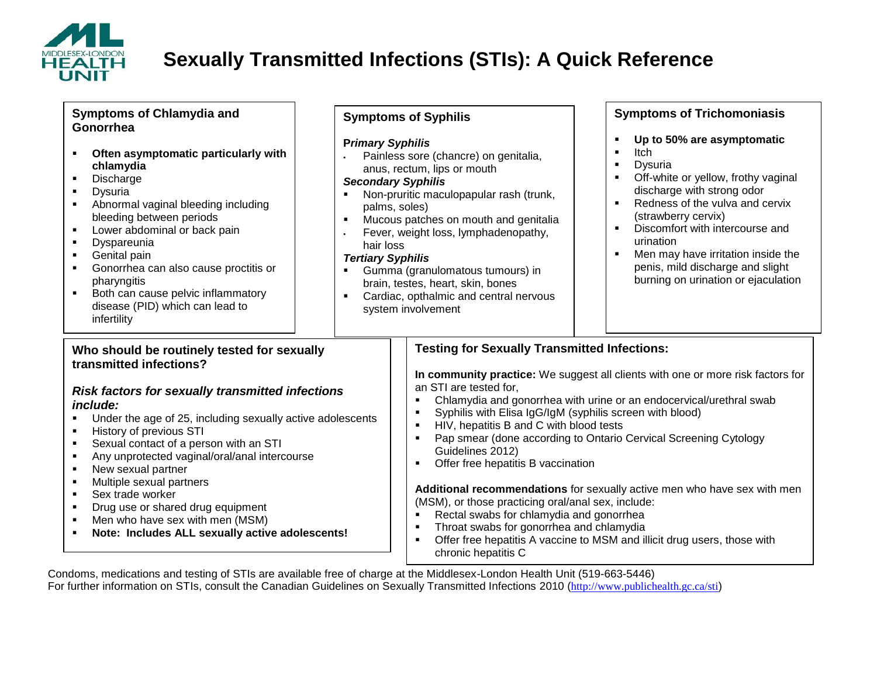# Sexually Transmitted Infections (STIs): A Quick Reference

## Symptoms of Chlamydia and Gonorrhea

- **Often asymptomatic particularly with chlamydia**
- Discharge
- Dysuria
- Abnormal vaginal bleeding including bleeding between periods
- Lower abdominal or back pain
- Dyspareunia
- Genital pain
- Gonorrhea can also cause proctitis or pharyngitis
- Both can cause pelvic inflammatory disease (PID) which can lead to infertility

## Symptoms of Syphilis

***Primary Syphilis***

- Painless sore (chancre) on genitalia, anus, rectum, lips or mouth

***Secondary Syphilis***

- Non-pruritic maculopapular rash (trunk, palms, soles)
- Mucous patches on mouth and genitalia
- Fever, weight loss, lymphadenopathy, hair loss

***Tertiary Syphilis***

- Gumma (granulomatous tumours) in brain, testes, heart, skin, bones
- Cardiac, opthalmic and central nervous system involvement

## Symptoms of Trichomoniasis

- **Up to 50% are asymptomatic**
- Itch
- Dysuria
- Off-white or yellow, frothy vaginal discharge with strong odor
- Redness of the vulva and cervix (strawberry cervix)
- Discomfort with intercourse and urination
- Men may have irritation inside the penis, mild discharge and slight burning on urination or ejaculation

## Who should be routinely tested for sexually transmitted infections?

***Risk factors for sexually transmitted infections include:***

- Under the age of 25, including sexually active adolescents
- History of previous STI
- Sexual contact of a person with an STI
- Any unprotected vaginal/oral/anal intercourse
- New sexual partner
- Multiple sexual partners
- Sex trade worker
- Drug use or shared drug equipment
- Men who have sex with men (MSM)
- **Note: Includes ALL sexually active adolescents!**

## Testing for Sexually Transmitted Infections:

**In community practice:** We suggest all clients with one or more risk factors for an STI are tested for,

- Chlamydia and gonorrhea with urine or an endocervical/urethral swab
- Syphilis with Elisa IgG/IgM (syphilis screen with blood)
- HIV, hepatitis B and C with blood tests
- Pap smear (done according to Ontario Cervical Screening Cytology Guidelines 2012)
- Offer free hepatitis B vaccination

**Additional recommendations** for sexually active men who have sex with men (MSM), or those practicing oral/anal sex, include:

- Rectal swabs for chlamydia and gonorrhea
- Throat swabs for gonorrhea and chlamydia
- Offer free hepatitis A vaccine to MSM and illicit drug users, those with chronic hepatitis C

Condoms, medications and testing of STIs are available free of charge at the Middlesex-London Health Unit (519-663-5446)
For further information on STIs, consult the Canadian Guidelines on Sexually Transmitted Infections 2010 (http://www.publichealth.gc.ca/sti)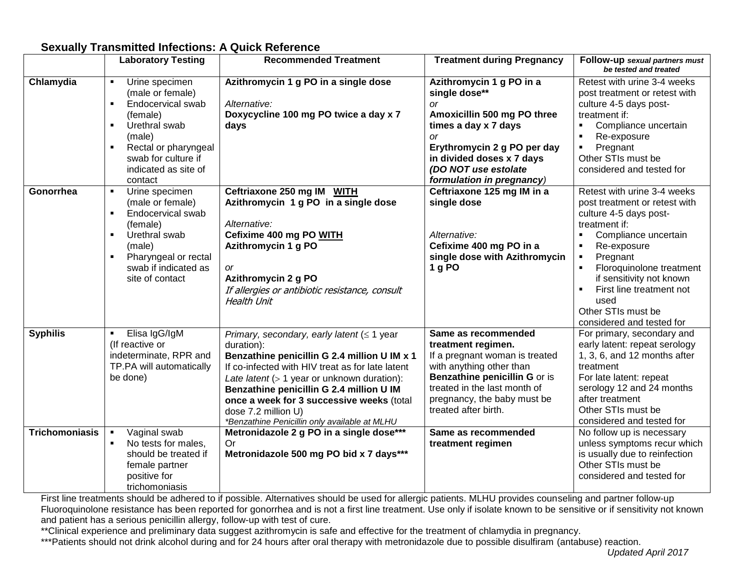## Sexually Transmitted Infections: A Quick Reference

| | Laboratory Testing | Recommended Treatment | Treatment during Pregnancy | Follow-up *sexual partners must be tested and treated* |
|---|---|---|---|---|
| **Chlamydia** | ▪ Urine specimen (male or female)<br>▪ Endocervical swab (female)<br>▪ Urethral swab (male)<br>▪ Rectal or pharyngeal swab for culture if indicated as site of contact | **Azithromycin 1 g PO in a single dose**<br><br>*Alternative:*<br>**Doxycycline 100 mg PO twice a day x 7 days** | **Azithromycin 1 g PO in a single dose\*\***<br>*or*<br>**Amoxicillin 500 mg PO three times a day x 7 days**<br>*or*<br>**Erythromycin 2 g PO per day in divided doses x 7 days *(DO NOT use estolate formulation in pregnancy*)** | Retest with urine 3-4 weeks post treatment or retest with culture 4-5 days post-treatment if:<br>▪ Compliance uncertain<br>▪ Re-exposure<br>▪ Pregnant<br>Other STIs must be considered and tested for |
| **Gonorrhea** | ▪ Urine specimen (male or female)<br>▪ Endocervical swab (female)<br>▪ Urethral swab (male)<br>▪ Pharyngeal or rectal swab if indicated as site of contact | **Ceftriaxone 250 mg IM <u>WITH</u> Azithromycin 1 g PO in a single dose**<br><br>*Alternative:*<br>**Cefixime 400 mg PO <u>WITH</u> Azithromycin 1 g PO**<br><br>*or*<br>**Azithromycin 2 g PO**<br>*If allergies or antibiotic resistance, consult Health Unit* | **Ceftriaxone 125 mg IM in a single dose**<br><br>*Alternative:*<br>**Cefixime 400 mg PO in a single dose with Azithromycin 1 g PO** | Retest with urine 3-4 weeks post treatment or retest with culture 4-5 days post-treatment if:<br>▪ Compliance uncertain<br>▪ Re-exposure<br>▪ Pregnant<br>▪ Floroquinolone treatment if sensitivity not known<br>▪ First line treatment not used<br>Other STIs must be considered and tested for |
| **Syphilis** | ▪ Elisa IgG/IgM<br>(If reactive or indeterminate, RPR and TP.PA will automatically be done) | *Primary, secondary, early latent* (≤ 1 year duration):<br>**Benzathine penicillin G 2.4 million U IM x 1**<br>If co-infected with HIV treat as for late latent<br>*Late latent* (> 1 year or unknown duration):<br>**Benzathine penicillin G 2.4 million U IM once a week for 3 successive weeks** (total dose 7.2 million U)<br>*\*Benzathine Penicillin only available at MLHU* | **Same as recommended treatment regimen.**<br>If a pregnant woman is treated with anything other than **Benzathine penicillin G** or is treated in the last month of pregnancy, the baby must be treated after birth. | For primary, secondary and early latent: repeat serology 1, 3, 6, and 12 months after treatment<br>For late latent: repeat serology 12 and 24 months after treatment<br>Other STIs must be considered and tested for |
| **Trichomoniasis** | ▪ Vaginal swab<br>▪ No tests for males, should be treated if female partner positive for trichomoniasis | **Metronidazole 2 g PO in a single dose\*\*\***<br>Or<br>**Metronidazole 500 mg PO bid x 7 days\*\*\*** | **Same as recommended treatment regimen** | No follow up is necessary unless symptoms recur which is usually due to reinfection<br>Other STIs must be considered and tested for |

First line treatments should be adhered to if possible. Alternatives should be used for allergic patients. MLHU provides counseling and partner follow-up
Fluoroquinolone resistance has been reported for gonorrhea and is not a first line treatment. Use only if isolate known to be sensitive or if sensitivity not known and patient has a serious penicillin allergy, follow-up with test of cure.

\*\*Clinical experience and preliminary data suggest azithromycin is safe and effective for the treatment of chlamydia in pregnancy.

\*\*\*Patients should not drink alcohol during and for 24 hours after oral therapy with metronidazole due to possible disulfiram (antabuse) reaction.

*Updated April 2017*